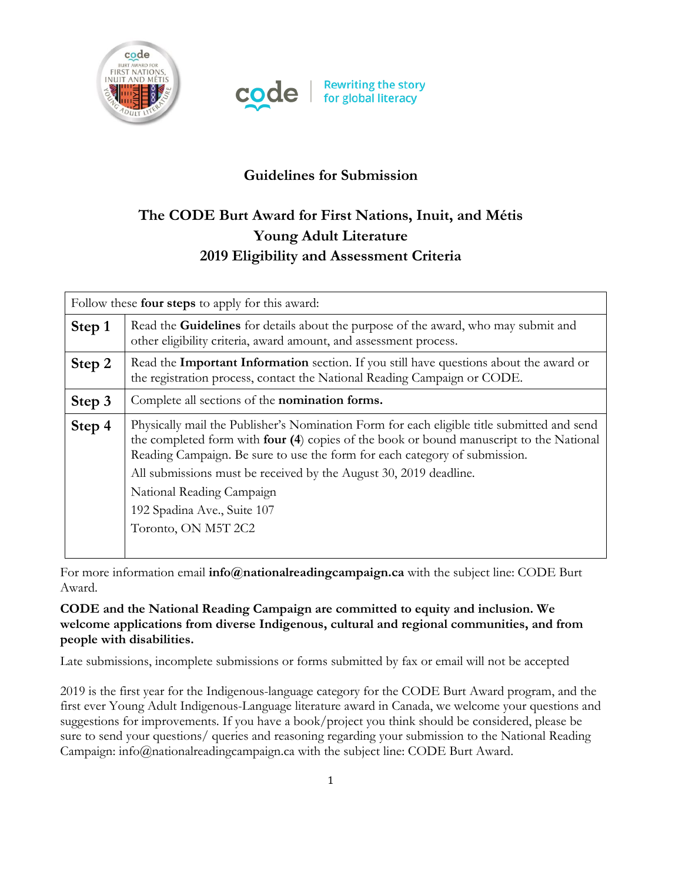## Guidelines for Submission

## The CODE Burt Award for First Nations, Inuit, and Métis Young Adult Literature 2019 Eligibility and Assessment Criteria

| Follow these **four steps** to apply for this award: | |
|---|---|
| **Step 1** | Read the **Guidelines** for details about the purpose of the award, who may submit and other eligibility criteria, award amount, and assessment process. |
| **Step 2** | Read the **Important Information** section. If you still have questions about the award or the registration process, contact the National Reading Campaign or CODE. |
| **Step 3** | Complete all sections of the **nomination forms.** |
| **Step 4** | Physically mail the Publisher's Nomination Form for each eligible title submitted and send the completed form with **four (4**) copies of the book or bound manuscript to the National Reading Campaign. Be sure to use the form for each category of submission.<br>All submissions must be received by the August 30, 2019 deadline.<br>National Reading Campaign<br>192 Spadina Ave., Suite 107<br>Toronto, ON M5T 2C2 |

For more information email **info@nationalreadingcampaign.ca** with the subject line: CODE Burt Award.

**CODE and the National Reading Campaign are committed to equity and inclusion. We welcome applications from diverse Indigenous, cultural and regional communities, and from people with disabilities.**

Late submissions, incomplete submissions or forms submitted by fax or email will not be accepted

2019 is the first year for the Indigenous-language category for the CODE Burt Award program, and the first ever Young Adult Indigenous-Language literature award in Canada, we welcome your questions and suggestions for improvements. If you have a book/project you think should be considered, please be sure to send your questions/ queries and reasoning regarding your submission to the National Reading Campaign: info@nationalreadingcampaign.ca with the subject line: CODE Burt Award.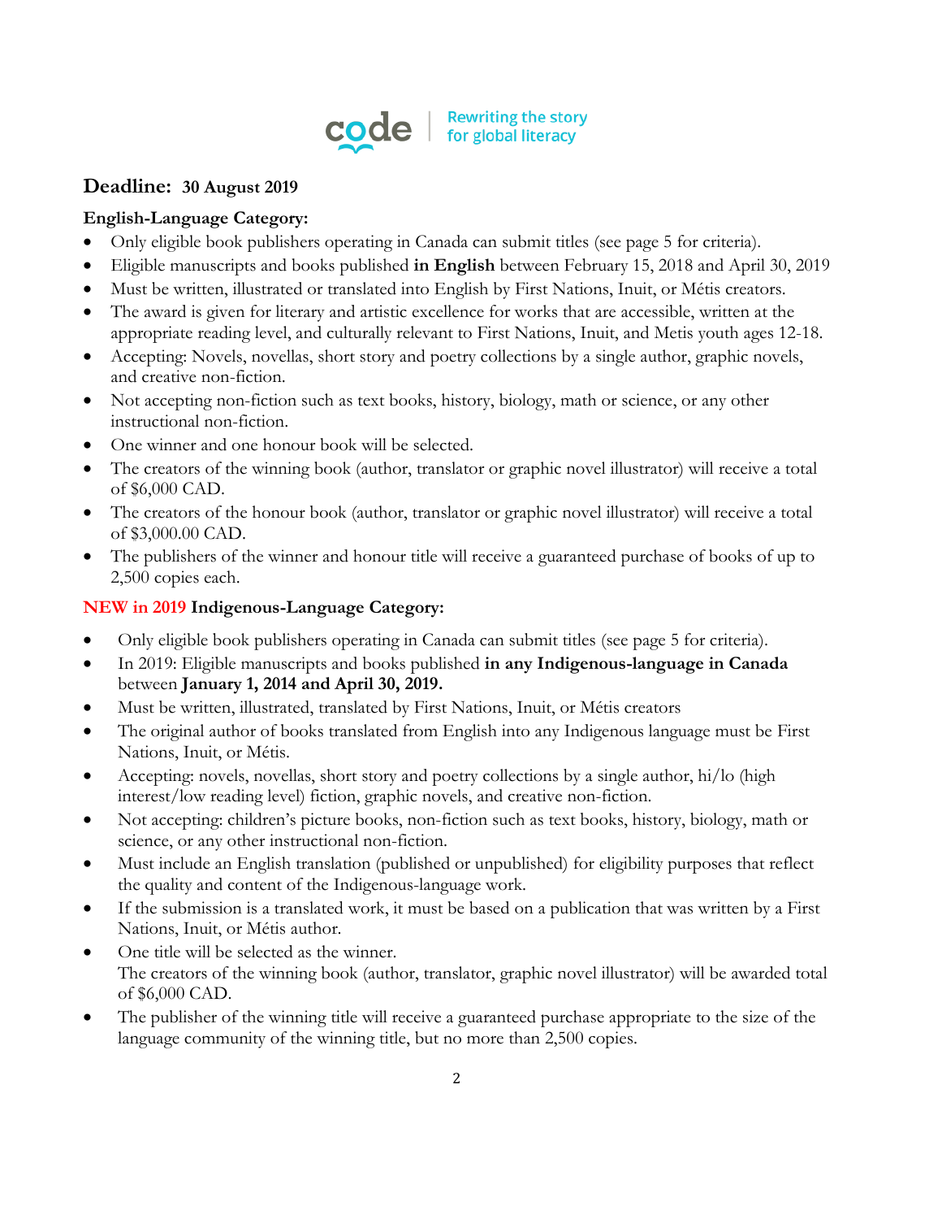**Deadline: 30 August 2019**

**English-Language Category:**

- Only eligible book publishers operating in Canada can submit titles (see page 5 for criteria).
- Eligible manuscripts and books published **in English** between February 15, 2018 and April 30, 2019
- Must be written, illustrated or translated into English by First Nations, Inuit, or Métis creators.
- The award is given for literary and artistic excellence for works that are accessible, written at the appropriate reading level, and culturally relevant to First Nations, Inuit, and Metis youth ages 12-18.
- Accepting: Novels, novellas, short story and poetry collections by a single author, graphic novels, and creative non-fiction.
- Not accepting non-fiction such as text books, history, biology, math or science, or any other instructional non-fiction.
- One winner and one honour book will be selected.
- The creators of the winning book (author, translator or graphic novel illustrator) will receive a total of $6,000 CAD.
- The creators of the honour book (author, translator or graphic novel illustrator) will receive a total of $3,000.00 CAD.
- The publishers of the winner and honour title will receive a guaranteed purchase of books of up to 2,500 copies each.

**NEW in 2019 Indigenous-Language Category:**

- Only eligible book publishers operating in Canada can submit titles (see page 5 for criteria).
- In 2019: Eligible manuscripts and books published **in any Indigenous-language in Canada** between **January 1, 2014 and April 30, 2019.**
- Must be written, illustrated, translated by First Nations, Inuit, or Métis creators
- The original author of books translated from English into any Indigenous language must be First Nations, Inuit, or Métis.
- Accepting: novels, novellas, short story and poetry collections by a single author, hi/lo (high interest/low reading level) fiction, graphic novels, and creative non-fiction.
- Not accepting: children's picture books, non-fiction such as text books, history, biology, math or science, or any other instructional non-fiction.
- Must include an English translation (published or unpublished) for eligibility purposes that reflect the quality and content of the Indigenous-language work.
- If the submission is a translated work, it must be based on a publication that was written by a First Nations, Inuit, or Métis author.
- One title will be selected as the winner.
  The creators of the winning book (author, translator, graphic novel illustrator) will be awarded total of $6,000 CAD.
- The publisher of the winning title will receive a guaranteed purchase appropriate to the size of the language community of the winning title, but no more than 2,500 copies.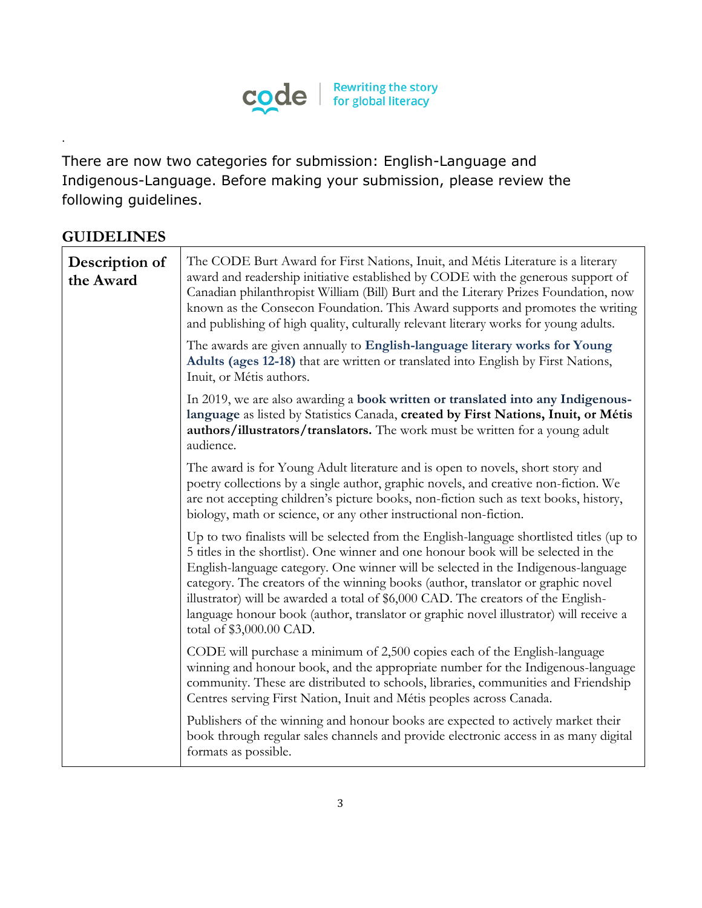There are now two categories for submission: English-Language and Indigenous-Language. Before making your submission, please review the following guidelines.

## GUIDELINES

| | |
|---|---|
| **Description of the Award** | The CODE Burt Award for First Nations, Inuit, and Métis Literature is a literary award and readership initiative established by CODE with the generous support of Canadian philanthropist William (Bill) Burt and the Literary Prizes Foundation, now known as the Consecon Foundation. This Award supports and promotes the writing and publishing of high quality, culturally relevant literary works for young adults.<br><br>The awards are given annually to **English-language literary works for Young Adults (ages 12-18)** that are written or translated into English by First Nations, Inuit, or Métis authors.<br><br>In 2019, we are also awarding a **book written or translated into any Indigenous-language** as listed by Statistics Canada, **created by First Nations, Inuit, or Métis authors/illustrators/translators.** The work must be written for a young adult audience.<br><br>The award is for Young Adult literature and is open to novels, short story and poetry collections by a single author, graphic novels, and creative non-fiction. We are not accepting children's picture books, non-fiction such as text books, history, biology, math or science, or any other instructional non-fiction.<br><br>Up to two finalists will be selected from the English-language shortlisted titles (up to 5 titles in the shortlist). One winner and one honour book will be selected in the English-language category. One winner will be selected in the Indigenous-language category. The creators of the winning books (author, translator or graphic novel illustrator) will be awarded a total of $6,000 CAD. The creators of the English-language honour book (author, translator or graphic novel illustrator) will receive a total of $3,000.00 CAD.<br><br>CODE will purchase a minimum of 2,500 copies each of the English-language winning and honour book, and the appropriate number for the Indigenous-language community. These are distributed to schools, libraries, communities and Friendship Centres serving First Nation, Inuit and Métis peoples across Canada.<br><br>Publishers of the winning and honour books are expected to actively market their book through regular sales channels and provide electronic access in as many digital formats as possible. |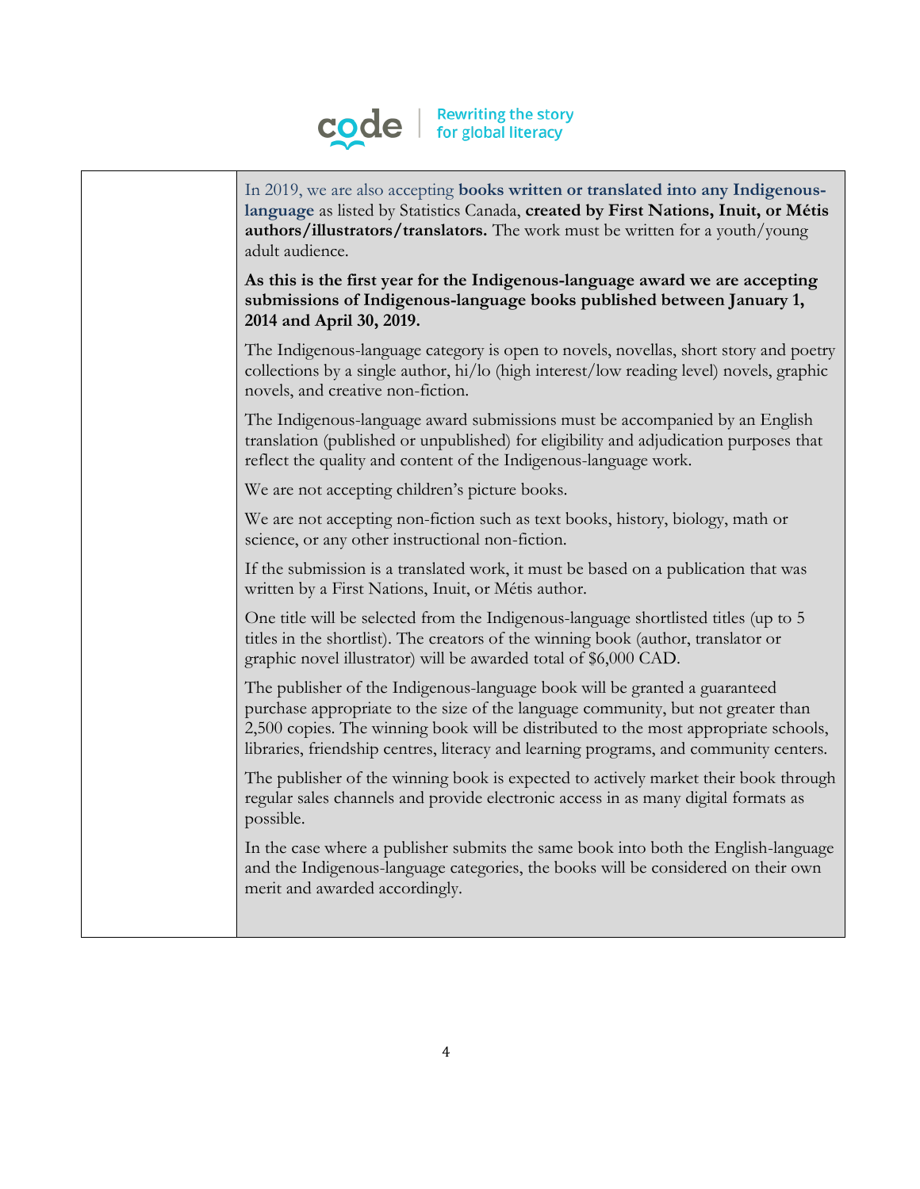In 2019, we are also accepting **books written or translated into any Indigenous-language** as listed by Statistics Canada, **created by First Nations, Inuit, or Métis authors/illustrators/translators.** The work must be written for a youth/young adult audience.

**As this is the first year for the Indigenous-language award we are accepting submissions of Indigenous-language books published between January 1, 2014 and April 30, 2019.**

The Indigenous-language category is open to novels, novellas, short story and poetry collections by a single author, hi/lo (high interest/low reading level) novels, graphic novels, and creative non-fiction.

The Indigenous-language award submissions must be accompanied by an English translation (published or unpublished) for eligibility and adjudication purposes that reflect the quality and content of the Indigenous-language work.

We are not accepting children's picture books.

We are not accepting non-fiction such as text books, history, biology, math or science, or any other instructional non-fiction.

If the submission is a translated work, it must be based on a publication that was written by a First Nations, Inuit, or Métis author.

One title will be selected from the Indigenous-language shortlisted titles (up to 5 titles in the shortlist). The creators of the winning book (author, translator or graphic novel illustrator) will be awarded total of $6,000 CAD.

The publisher of the Indigenous-language book will be granted a guaranteed purchase appropriate to the size of the language community, but not greater than 2,500 copies. The winning book will be distributed to the most appropriate schools, libraries, friendship centres, literacy and learning programs, and community centers.

The publisher of the winning book is expected to actively market their book through regular sales channels and provide electronic access in as many digital formats as possible.

In the case where a publisher submits the same book into both the English-language and the Indigenous-language categories, the books will be considered on their own merit and awarded accordingly.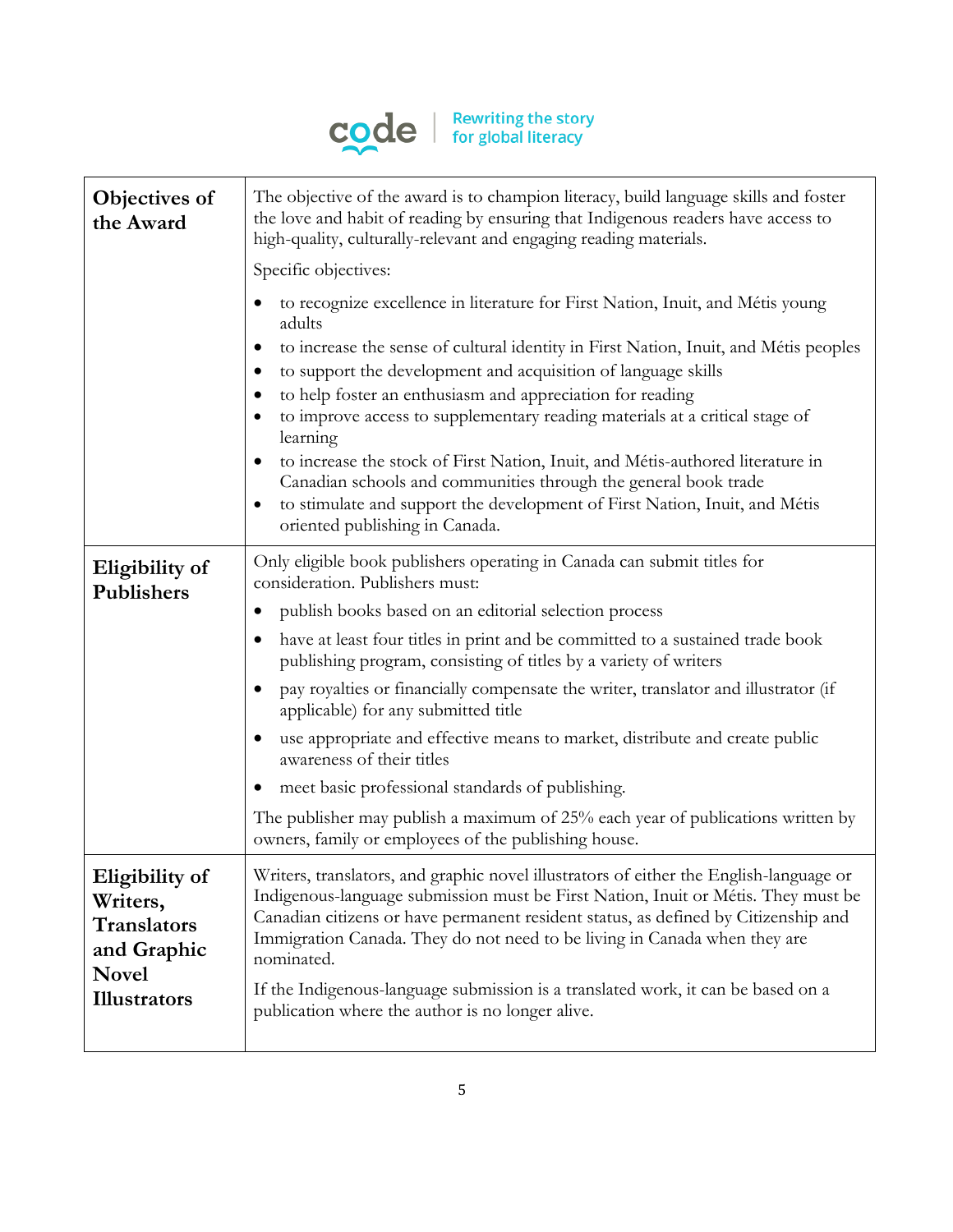| | |
|---|---|
| **Objectives of the Award** | The objective of the award is to champion literacy, build language skills and foster the love and habit of reading by ensuring that Indigenous readers have access to high-quality, culturally-relevant and engaging reading materials.<br><br>Specific objectives:<br><br>• to recognize excellence in literature for First Nation, Inuit, and Métis young adults<br>• to increase the sense of cultural identity in First Nation, Inuit, and Métis peoples<br>• to support the development and acquisition of language skills<br>• to help foster an enthusiasm and appreciation for reading<br>• to improve access to supplementary reading materials at a critical stage of learning<br>• to increase the stock of First Nation, Inuit, and Métis-authored literature in Canadian schools and communities through the general book trade<br>• to stimulate and support the development of First Nation, Inuit, and Métis oriented publishing in Canada. |
| **Eligibility of Publishers** | Only eligible book publishers operating in Canada can submit titles for consideration. Publishers must:<br><br>• publish books based on an editorial selection process<br>• have at least four titles in print and be committed to a sustained trade book publishing program, consisting of titles by a variety of writers<br>• pay royalties or financially compensate the writer, translator and illustrator (if applicable) for any submitted title<br>• use appropriate and effective means to market, distribute and create public awareness of their titles<br>• meet basic professional standards of publishing.<br><br>The publisher may publish a maximum of 25% each year of publications written by owners, family or employees of the publishing house. |
| **Eligibility of Writers, Translators and Graphic Novel Illustrators** | Writers, translators, and graphic novel illustrators of either the English-language or Indigenous-language submission must be First Nation, Inuit or Métis. They must be Canadian citizens or have permanent resident status, as defined by Citizenship and Immigration Canada. They do not need to be living in Canada when they are nominated.<br><br>If the Indigenous-language submission is a translated work, it can be based on a publication where the author is no longer alive. |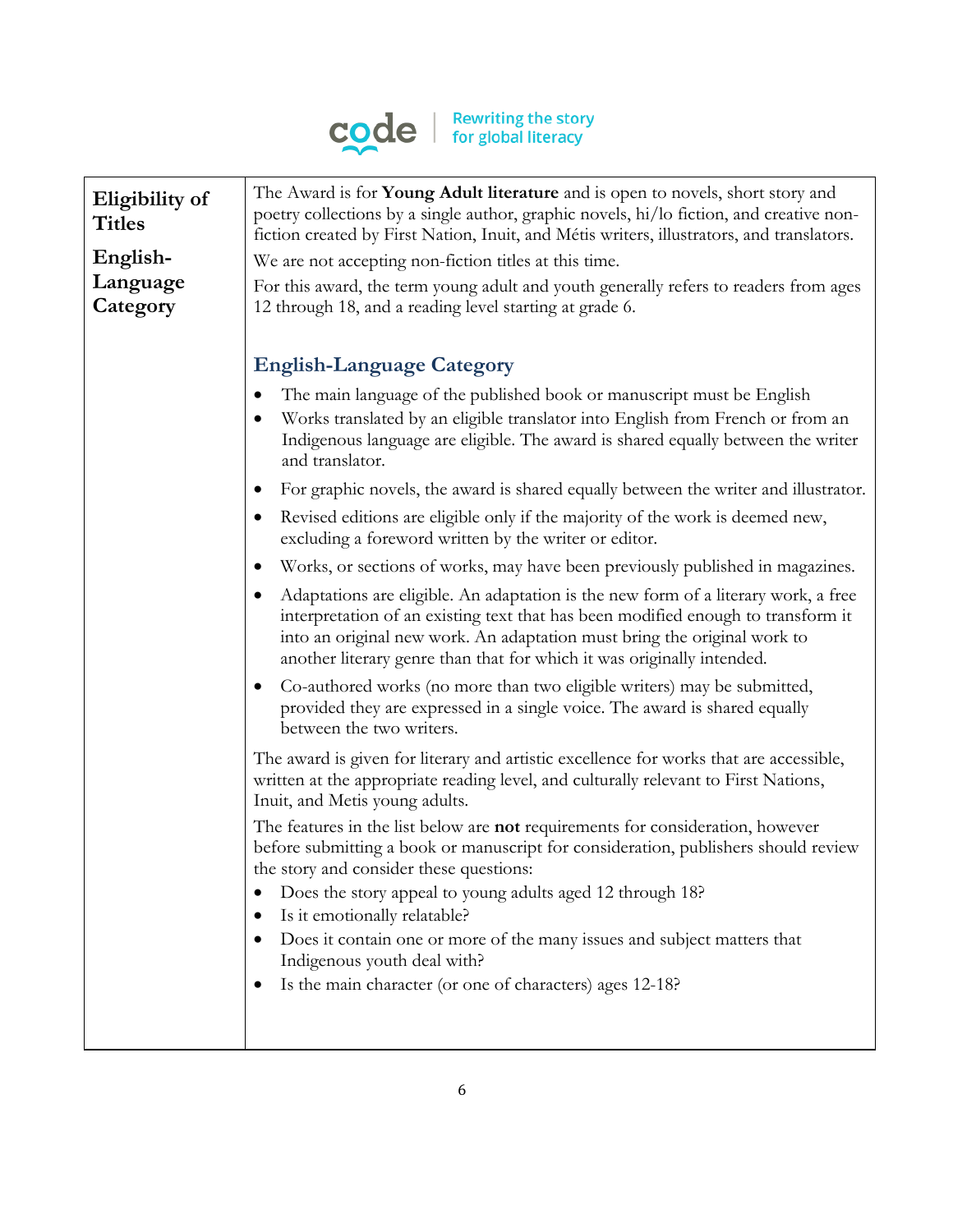| Eligibility of Titles<br><br>English-Language Category | The Award is for **Young Adult literature** and is open to novels, short story and poetry collections by a single author, graphic novels, hi/lo fiction, and creative non-fiction created by First Nation, Inuit, and Métis writers, illustrators, and translators.<br><br>We are not accepting non-fiction titles at this time.<br><br>For this award, the term young adult and youth generally refers to readers from ages 12 through 18, and a reading level starting at grade 6.<br><br>**English-Language Category**<br><br>• The main language of the published book or manuscript must be English<br>• Works translated by an eligible translator into English from French or from an Indigenous language are eligible. The award is shared equally between the writer and translator.<br>• For graphic novels, the award is shared equally between the writer and illustrator.<br>• Revised editions are eligible only if the majority of the work is deemed new, excluding a foreword written by the writer or editor.<br>• Works, or sections of works, may have been previously published in magazines.<br>• Adaptations are eligible. An adaptation is the new form of a literary work, a free interpretation of an existing text that has been modified enough to transform it into an original new work. An adaptation must bring the original work to another literary genre than that for which it was originally intended.<br>• Co-authored works (no more than two eligible writers) may be submitted, provided they are expressed in a single voice. The award is shared equally between the two writers.<br><br>The award is given for literary and artistic excellence for works that are accessible, written at the appropriate reading level, and culturally relevant to First Nations, Inuit, and Metis young adults.<br><br>The features in the list below are **not** requirements for consideration, however before submitting a book or manuscript for consideration, publishers should review the story and consider these questions:<br><br>• Does the story appeal to young adults aged 12 through 18?<br>• Is it emotionally relatable?<br>• Does it contain one or more of the many issues and subject matters that Indigenous youth deal with?<br>• Is the main character (or one of characters) ages 12-18? |
|---|---|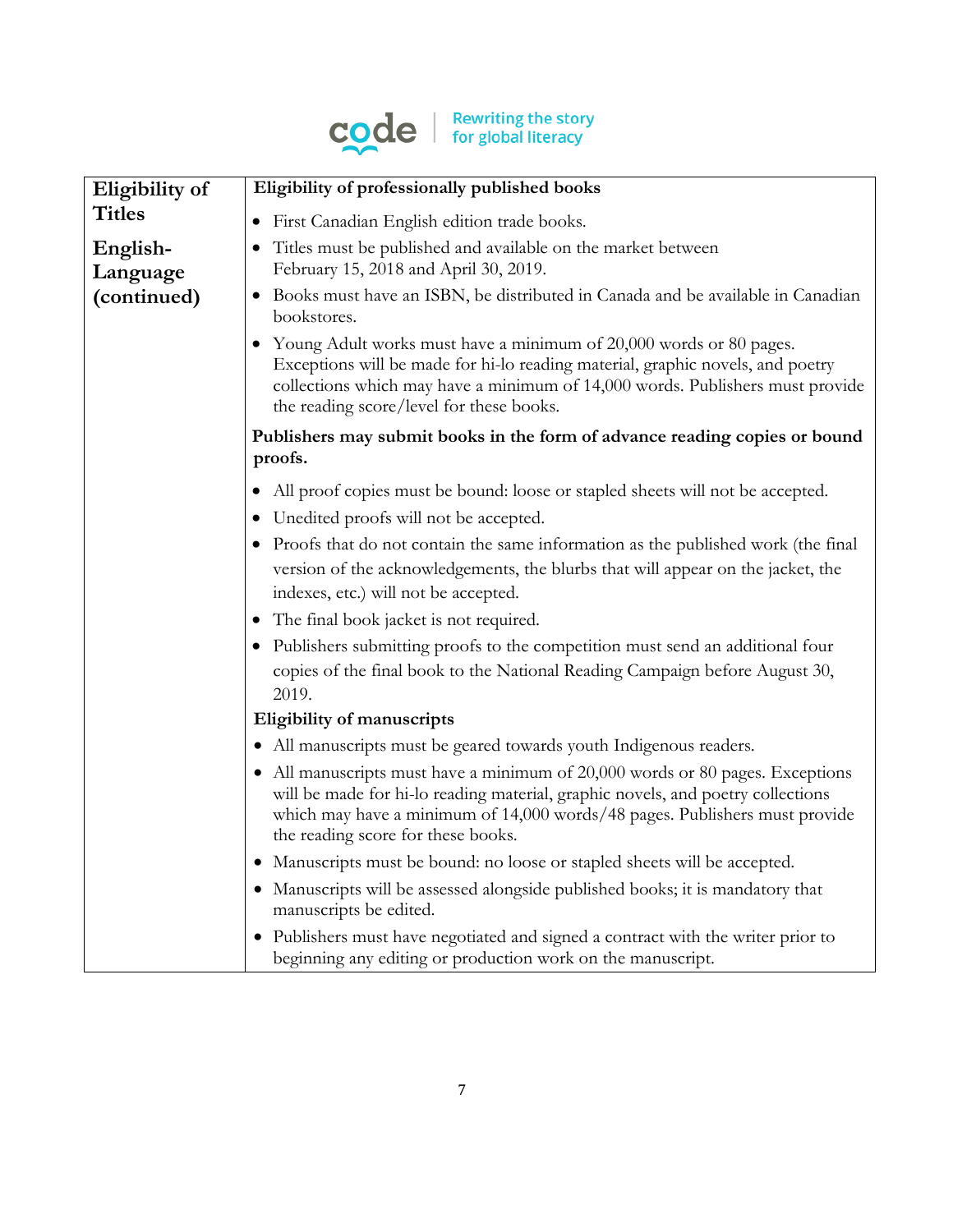| Eligibility of Titles<br><br>English-Language (continued) | **Eligibility of professionally published books**<br><br>• First Canadian English edition trade books.<br>• Titles must be published and available on the market between February 15, 2018 and April 30, 2019.<br>• Books must have an ISBN, be distributed in Canada and be available in Canadian bookstores.<br>• Young Adult works must have a minimum of 20,000 words or 80 pages. Exceptions will be made for hi-lo reading material, graphic novels, and poetry collections which may have a minimum of 14,000 words. Publishers must provide the reading score/level for these books.<br><br>**Publishers may submit books in the form of advance reading copies or bound proofs.**<br><br>• All proof copies must be bound: loose or stapled sheets will not be accepted.<br>• Unedited proofs will not be accepted.<br>• Proofs that do not contain the same information as the published work (the final version of the acknowledgements, the blurbs that will appear on the jacket, the indexes, etc.) will not be accepted.<br>• The final book jacket is not required.<br>• Publishers submitting proofs to the competition must send an additional four copies of the final book to the National Reading Campaign before August 30, 2019.<br><br>**Eligibility of manuscripts**<br><br>• All manuscripts must be geared towards youth Indigenous readers.<br>• All manuscripts must have a minimum of 20,000 words or 80 pages. Exceptions will be made for hi-lo reading material, graphic novels, and poetry collections which may have a minimum of 14,000 words/48 pages. Publishers must provide the reading score for these books.<br>• Manuscripts must be bound: no loose or stapled sheets will be accepted.<br>• Manuscripts will be assessed alongside published books; it is mandatory that manuscripts be edited.<br>• Publishers must have negotiated and signed a contract with the writer prior to beginning any editing or production work on the manuscript. |
|---|---|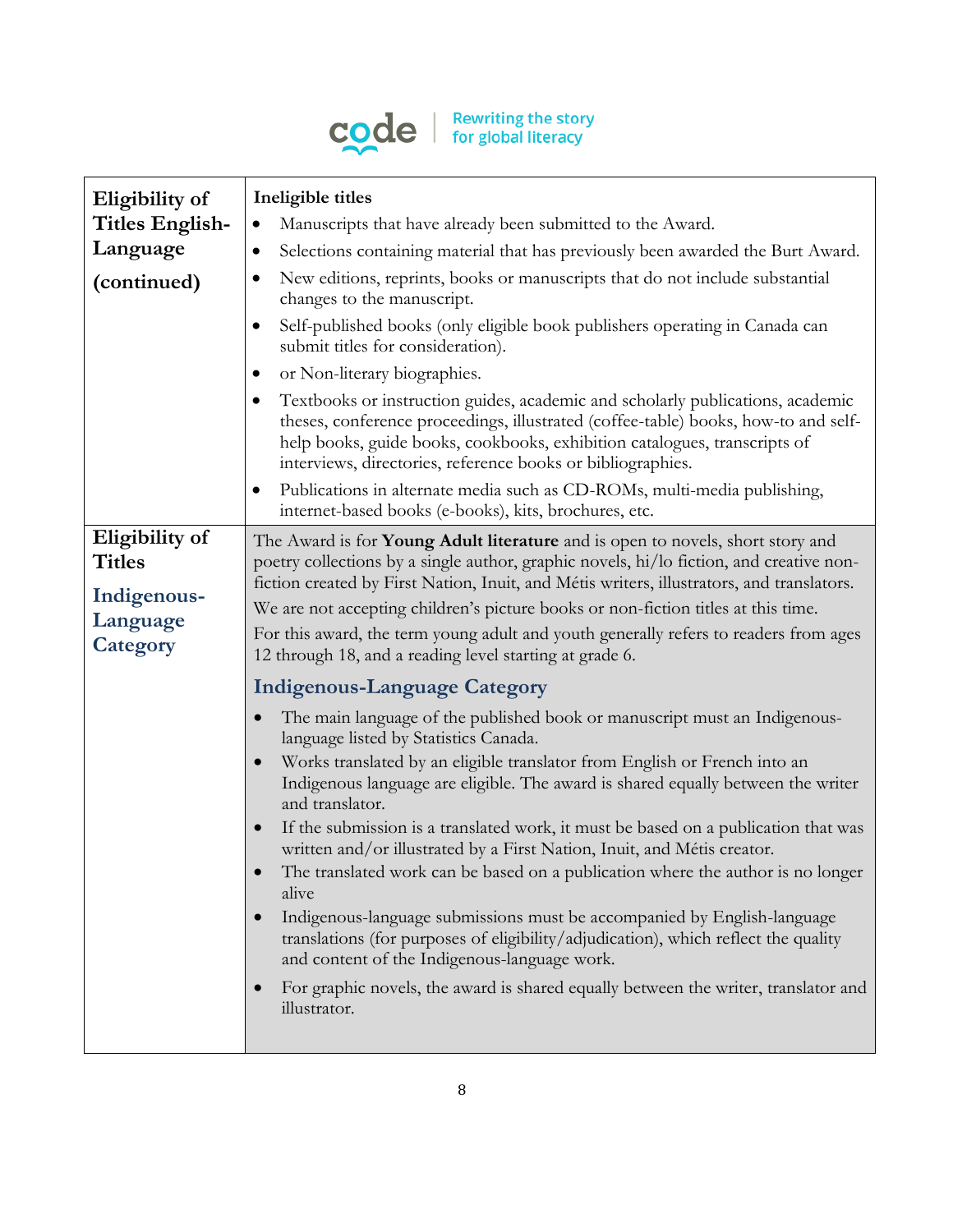| | |
|---|---|
| **Eligibility of Titles English-Language (continued)** | **Ineligible titles**<br>• Manuscripts that have already been submitted to the Award.<br>• Selections containing material that has previously been awarded the Burt Award.<br>• New editions, reprints, books or manuscripts that do not include substantial changes to the manuscript.<br>• Self-published books (only eligible book publishers operating in Canada can submit titles for consideration).<br>• or Non-literary biographies.<br>• Textbooks or instruction guides, academic and scholarly publications, academic theses, conference proceedings, illustrated (coffee-table) books, how-to and self-help books, guide books, cookbooks, exhibition catalogues, transcripts of interviews, directories, reference books or bibliographies.<br>• Publications in alternate media such as CD-ROMs, multi-media publishing, internet-based books (e-books), kits, brochures, etc. |
| **Eligibility of Titles Indigenous-Language Category** | The Award is for **Young Adult literature** and is open to novels, short story and poetry collections by a single author, graphic novels, hi/lo fiction, and creative non-fiction created by First Nation, Inuit, and Métis writers, illustrators, and translators.<br>We are not accepting children's picture books or non-fiction titles at this time.<br>For this award, the term young adult and youth generally refers to readers from ages 12 through 18, and a reading level starting at grade 6.<br>**Indigenous-Language Category**<br>• The main language of the published book or manuscript must an Indigenous-language listed by Statistics Canada.<br>• Works translated by an eligible translator from English or French into an Indigenous language are eligible. The award is shared equally between the writer and translator.<br>• If the submission is a translated work, it must be based on a publication that was written and/or illustrated by a First Nation, Inuit, and Métis creator.<br>• The translated work can be based on a publication where the author is no longer alive<br>• Indigenous-language submissions must be accompanied by English-language translations (for purposes of eligibility/adjudication), which reflect the quality and content of the Indigenous-language work.<br>• For graphic novels, the award is shared equally between the writer, translator and illustrator. |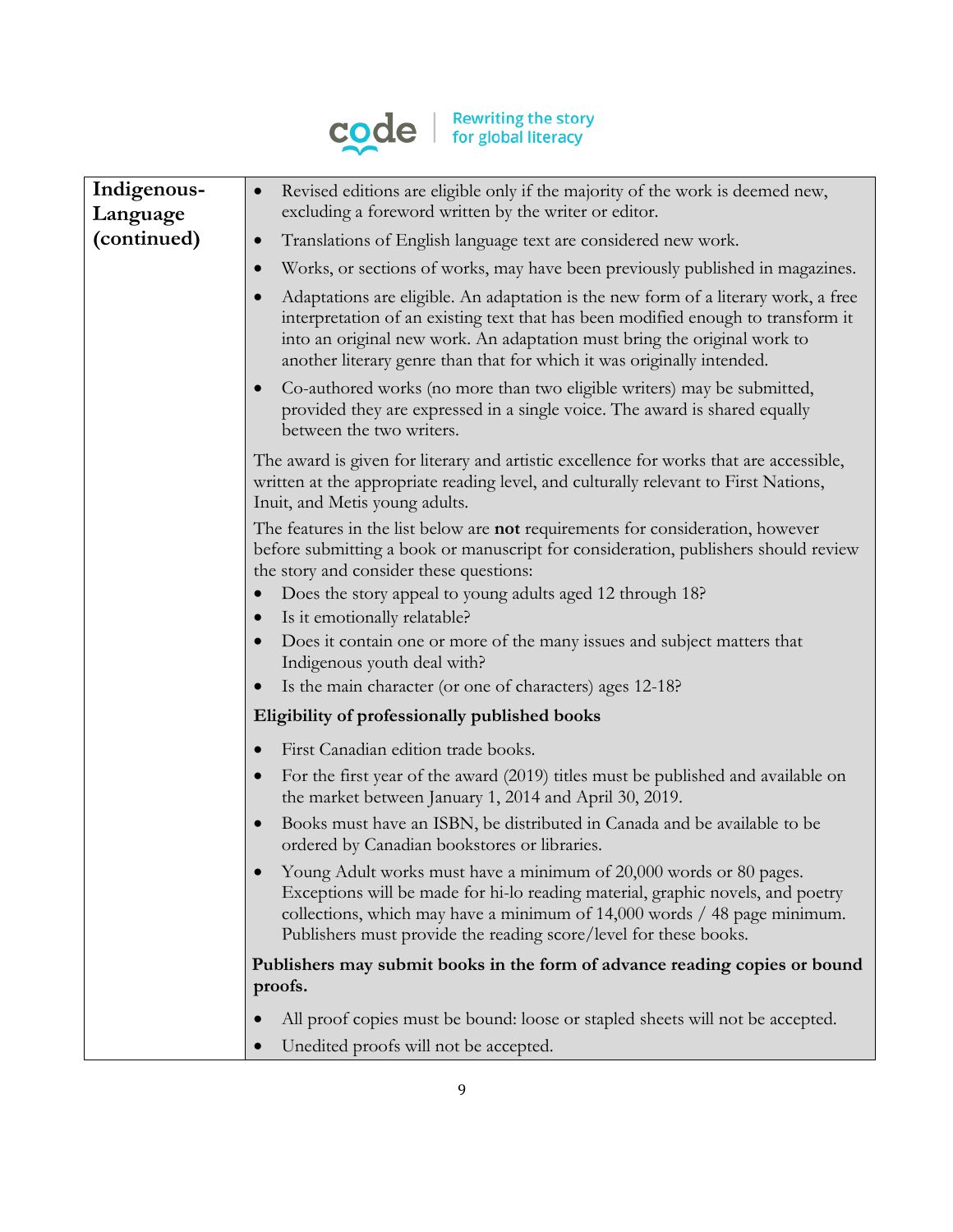| Indigenous-Language (continued) | <ul><li>Revised editions are eligible only if the majority of the work is deemed new, excluding a foreword written by the writer or editor.</li><li>Translations of English language text are considered new work.</li><li>Works, or sections of works, may have been previously published in magazines.</li><li>Adaptations are eligible. An adaptation is the new form of a literary work, a free interpretation of an existing text that has been modified enough to transform it into an original new work. An adaptation must bring the original work to another literary genre than that for which it was originally intended.</li><li>Co-authored works (no more than two eligible writers) may be submitted, provided they are expressed in a single voice. The award is shared equally between the two writers.</li></ul>The award is given for literary and artistic excellence for works that are accessible, written at the appropriate reading level, and culturally relevant to First Nations, Inuit, and Metis young adults.<br><br>The features in the list below are **not** requirements for consideration, however before submitting a book or manuscript for consideration, publishers should review the story and consider these questions:<ul><li>Does the story appeal to young adults aged 12 through 18?</li><li>Is it emotionally relatable?</li><li>Does it contain one or more of the many issues and subject matters that Indigenous youth deal with?</li><li>Is the main character (or one of characters) ages 12-18?</li></ul>**Eligibility of professionally published books**<ul><li>First Canadian edition trade books.</li><li>For the first year of the award (2019) titles must be published and available on the market between January 1, 2014 and April 30, 2019.</li><li>Books must have an ISBN, be distributed in Canada and be available to be ordered by Canadian bookstores or libraries.</li><li>Young Adult works must have a minimum of 20,000 words or 80 pages. Exceptions will be made for hi-lo reading material, graphic novels, and poetry collections, which may have a minimum of 14,000 words / 48 page minimum. Publishers must provide the reading score/level for these books.</li></ul>**Publishers may submit books in the form of advance reading copies or bound proofs.**<ul><li>All proof copies must be bound: loose or stapled sheets will not be accepted.</li><li>Unedited proofs will not be accepted.</li></ul> |
|---|---|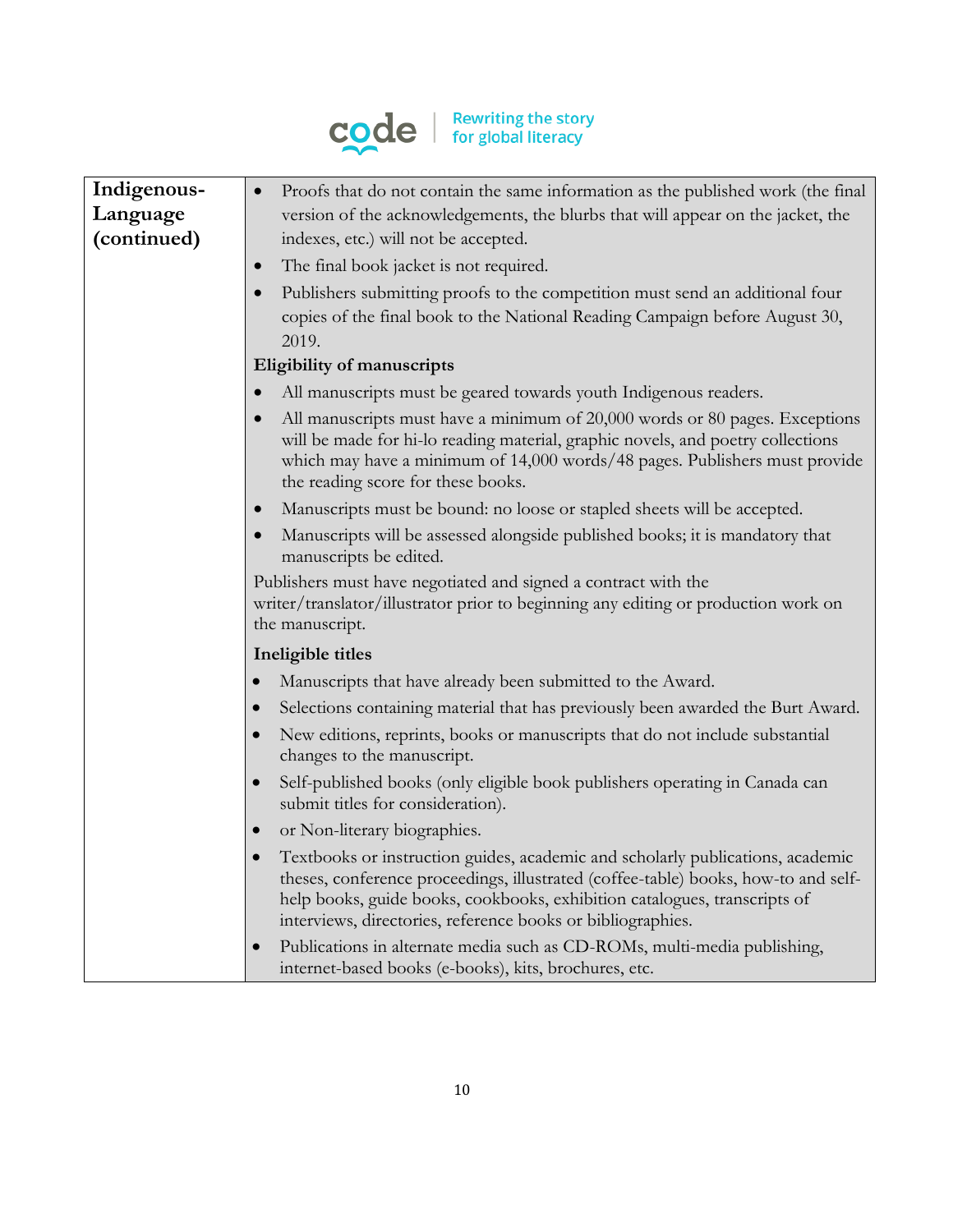| Indigenous-Language (continued) | • Proofs that do not contain the same information as the published work (the final version of the acknowledgements, the blurbs that will appear on the jacket, the indexes, etc.) will not be accepted.<br>• The final book jacket is not required.<br>• Publishers submitting proofs to the competition must send an additional four copies of the final book to the National Reading Campaign before August 30, 2019.<br>**Eligibility of manuscripts**<br>• All manuscripts must be geared towards youth Indigenous readers.<br>• All manuscripts must have a minimum of 20,000 words or 80 pages. Exceptions will be made for hi-lo reading material, graphic novels, and poetry collections which may have a minimum of 14,000 words/48 pages. Publishers must provide the reading score for these books.<br>• Manuscripts must be bound: no loose or stapled sheets will be accepted.<br>• Manuscripts will be assessed alongside published books; it is mandatory that manuscripts be edited.<br>Publishers must have negotiated and signed a contract with the writer/translator/illustrator prior to beginning any editing or production work on the manuscript.<br>**Ineligible titles**<br>• Manuscripts that have already been submitted to the Award.<br>• Selections containing material that has previously been awarded the Burt Award.<br>• New editions, reprints, books or manuscripts that do not include substantial changes to the manuscript.<br>• Self-published books (only eligible book publishers operating in Canada can submit titles for consideration).<br>• or Non-literary biographies.<br>• Textbooks or instruction guides, academic and scholarly publications, academic theses, conference proceedings, illustrated (coffee-table) books, how-to and self-help books, guide books, cookbooks, exhibition catalogues, transcripts of interviews, directories, reference books or bibliographies.<br>• Publications in alternate media such as CD-ROMs, multi-media publishing, internet-based books (e-books), kits, brochures, etc. |
|---|---|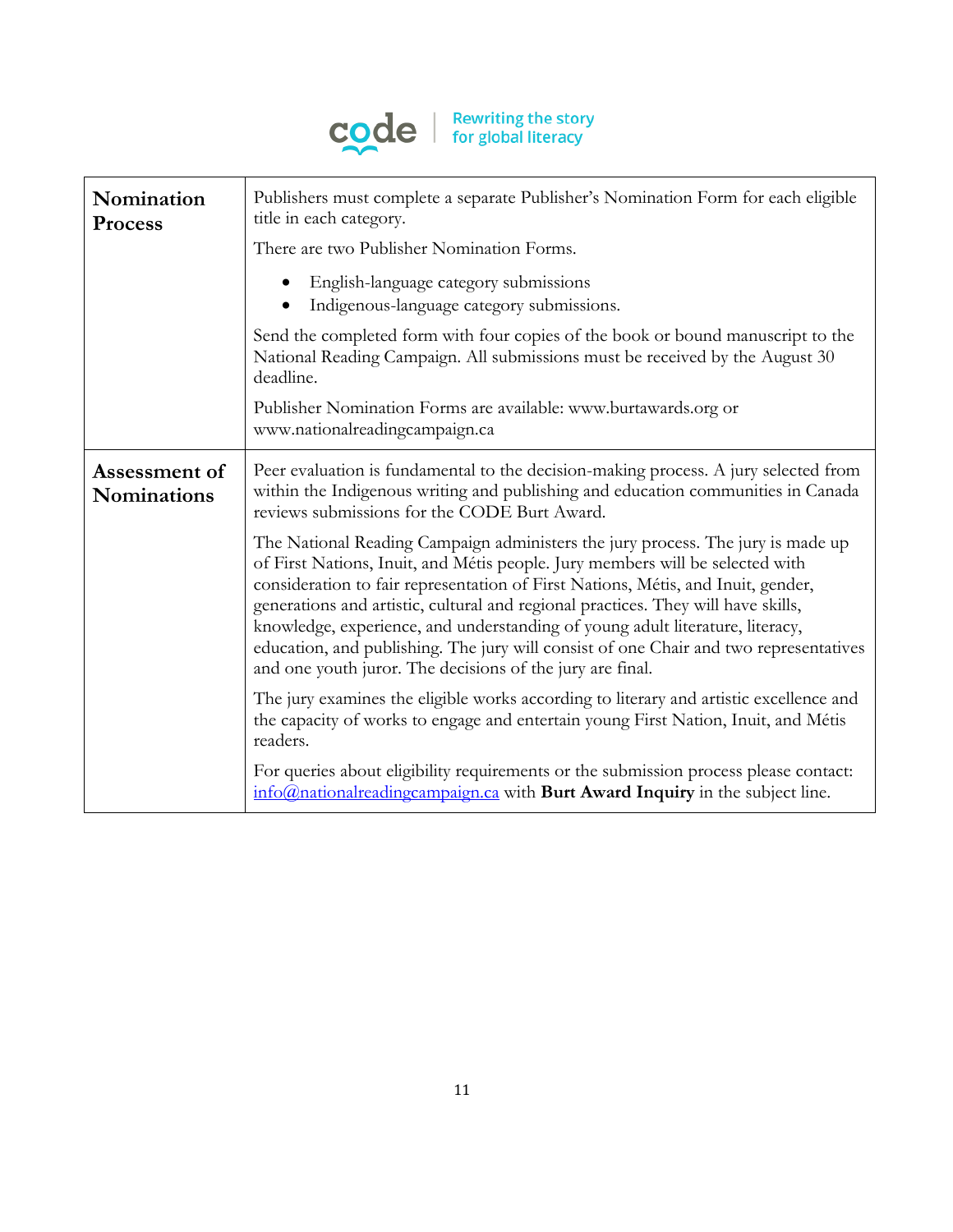| | |
|---|---|
| **Nomination Process** | Publishers must complete a separate Publisher's Nomination Form for each eligible title in each category.<br><br>There are two Publisher Nomination Forms.<br><br>• English-language category submissions<br>• Indigenous-language category submissions.<br><br>Send the completed form with four copies of the book or bound manuscript to the National Reading Campaign. All submissions must be received by the August 30 deadline.<br><br>Publisher Nomination Forms are available: www.burtawards.org or www.nationalreadingcampaign.ca |
| **Assessment of Nominations** | Peer evaluation is fundamental to the decision-making process. A jury selected from within the Indigenous writing and publishing and education communities in Canada reviews submissions for the CODE Burt Award.<br><br>The National Reading Campaign administers the jury process. The jury is made up of First Nations, Inuit, and Métis people. Jury members will be selected with consideration to fair representation of First Nations, Métis, and Inuit, gender, generations and artistic, cultural and regional practices. They will have skills, knowledge, experience, and understanding of young adult literature, literacy, education, and publishing. The jury will consist of one Chair and two representatives and one youth juror. The decisions of the jury are final.<br><br>The jury examines the eligible works according to literary and artistic excellence and the capacity of works to engage and entertain young First Nation, Inuit, and Métis readers.<br><br>For queries about eligibility requirements or the submission process please contact: info@nationalreadingcampaign.ca with **Burt Award Inquiry** in the subject line. |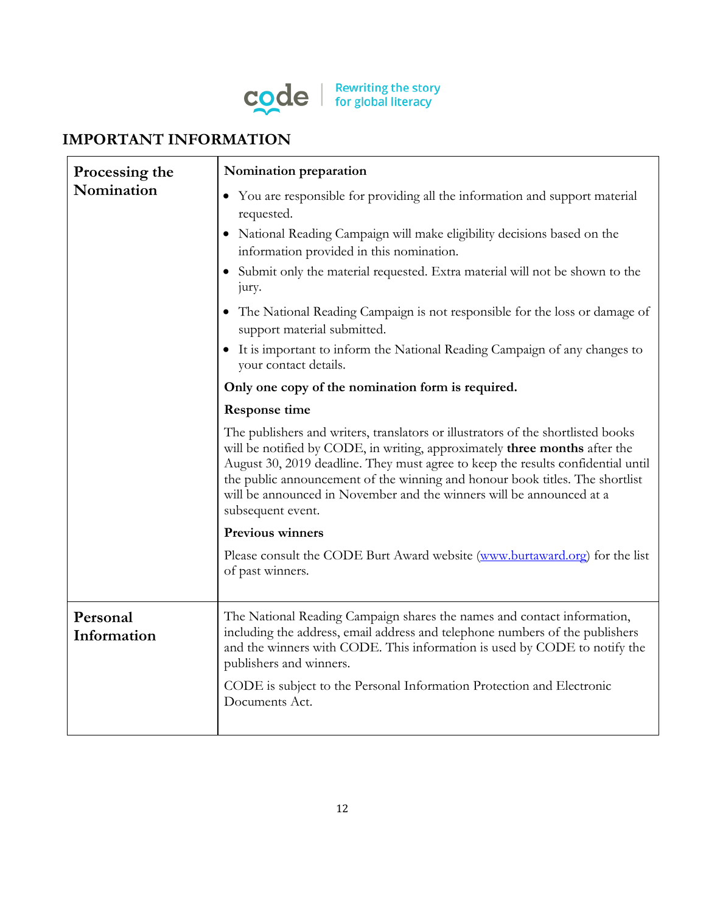code | Rewriting the story for global literacy

## IMPORTANT INFORMATION

| | |
|---|---|
| **Processing the Nomination** | **Nomination preparation**<br>• You are responsible for providing all the information and support material requested.<br>• National Reading Campaign will make eligibility decisions based on the information provided in this nomination.<br>• Submit only the material requested. Extra material will not be shown to the jury.<br>• The National Reading Campaign is not responsible for the loss or damage of support material submitted.<br>• It is important to inform the National Reading Campaign of any changes to your contact details.<br>**Only one copy of the nomination form is required.**<br>**Response time**<br>The publishers and writers, translators or illustrators of the shortlisted books will be notified by CODE, in writing, approximately **three months** after the August 30, 2019 deadline. They must agree to keep the results confidential until the public announcement of the winning and honour book titles. The shortlist will be announced in November and the winners will be announced at a subsequent event.<br>**Previous winners**<br>Please consult the CODE Burt Award website (www.burtaward.org) for the list of past winners. |
| **Personal Information** | The National Reading Campaign shares the names and contact information, including the address, email address and telephone numbers of the publishers and the winners with CODE. This information is used by CODE to notify the publishers and winners.<br>CODE is subject to the Personal Information Protection and Electronic Documents Act. |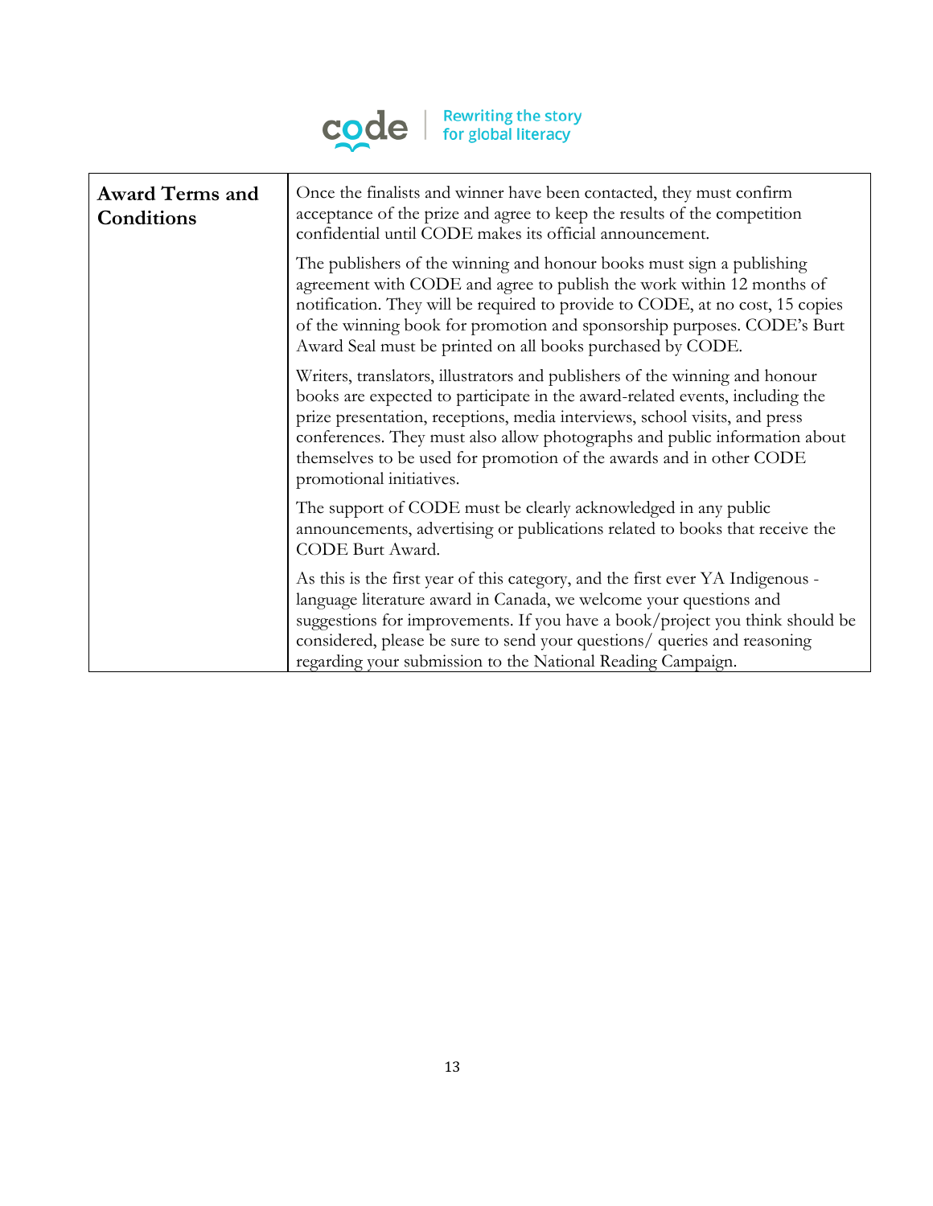| | |
|---|---|
| **Award Terms and Conditions** | Once the finalists and winner have been contacted, they must confirm acceptance of the prize and agree to keep the results of the competition confidential until CODE makes its official announcement.<br><br>The publishers of the winning and honour books must sign a publishing agreement with CODE and agree to publish the work within 12 months of notification. They will be required to provide to CODE, at no cost, 15 copies of the winning book for promotion and sponsorship purposes. CODE's Burt Award Seal must be printed on all books purchased by CODE.<br><br>Writers, translators, illustrators and publishers of the winning and honour books are expected to participate in the award-related events, including the prize presentation, receptions, media interviews, school visits, and press conferences. They must also allow photographs and public information about themselves to be used for promotion of the awards and in other CODE promotional initiatives.<br><br>The support of CODE must be clearly acknowledged in any public announcements, advertising or publications related to books that receive the CODE Burt Award.<br><br>As this is the first year of this category, and the first ever YA Indigenous - language literature award in Canada, we welcome your questions and suggestions for improvements. If you have a book/project you think should be considered, please be sure to send your questions/ queries and reasoning regarding your submission to the National Reading Campaign. |